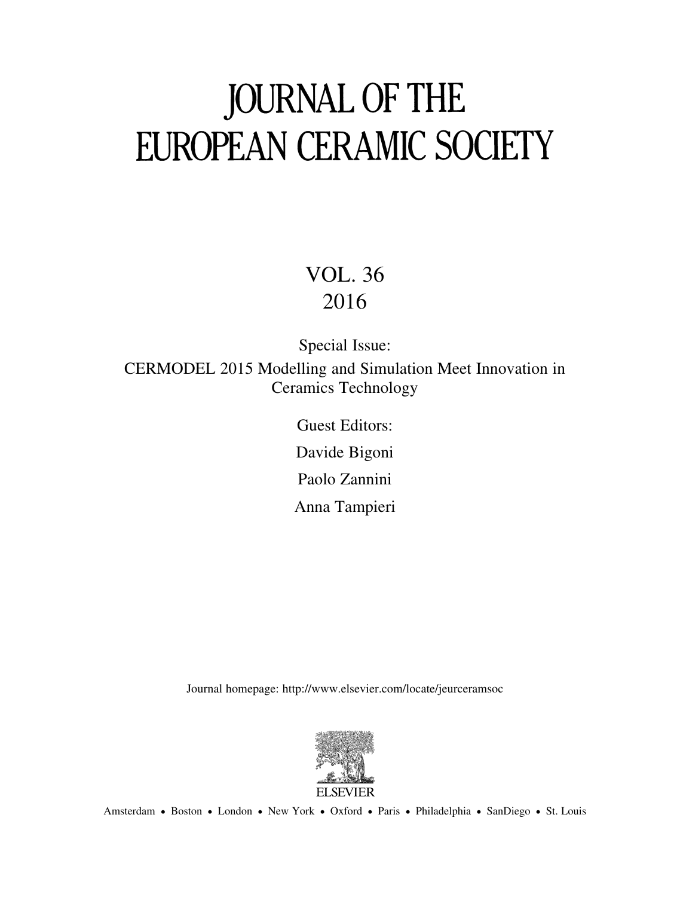# JOURNAL OF THE EUROPEAN CERAMIC SOCIETY

VOL. 36

2016

Special Issue:

CERMODEL 2015 Modelling and Simulation Meet Innovation in Ceramics Technology

Guest Editors:

Davide Bigoni

Paolo Zannini

Anna Tampieri

Journal homepage: http://www.elsevier.com/locate/jeurceramsoc

ELSEVIER

Amsterdam • Boston • London • New York • Oxford • Paris • Philadelphia • SanDiego • St. Louis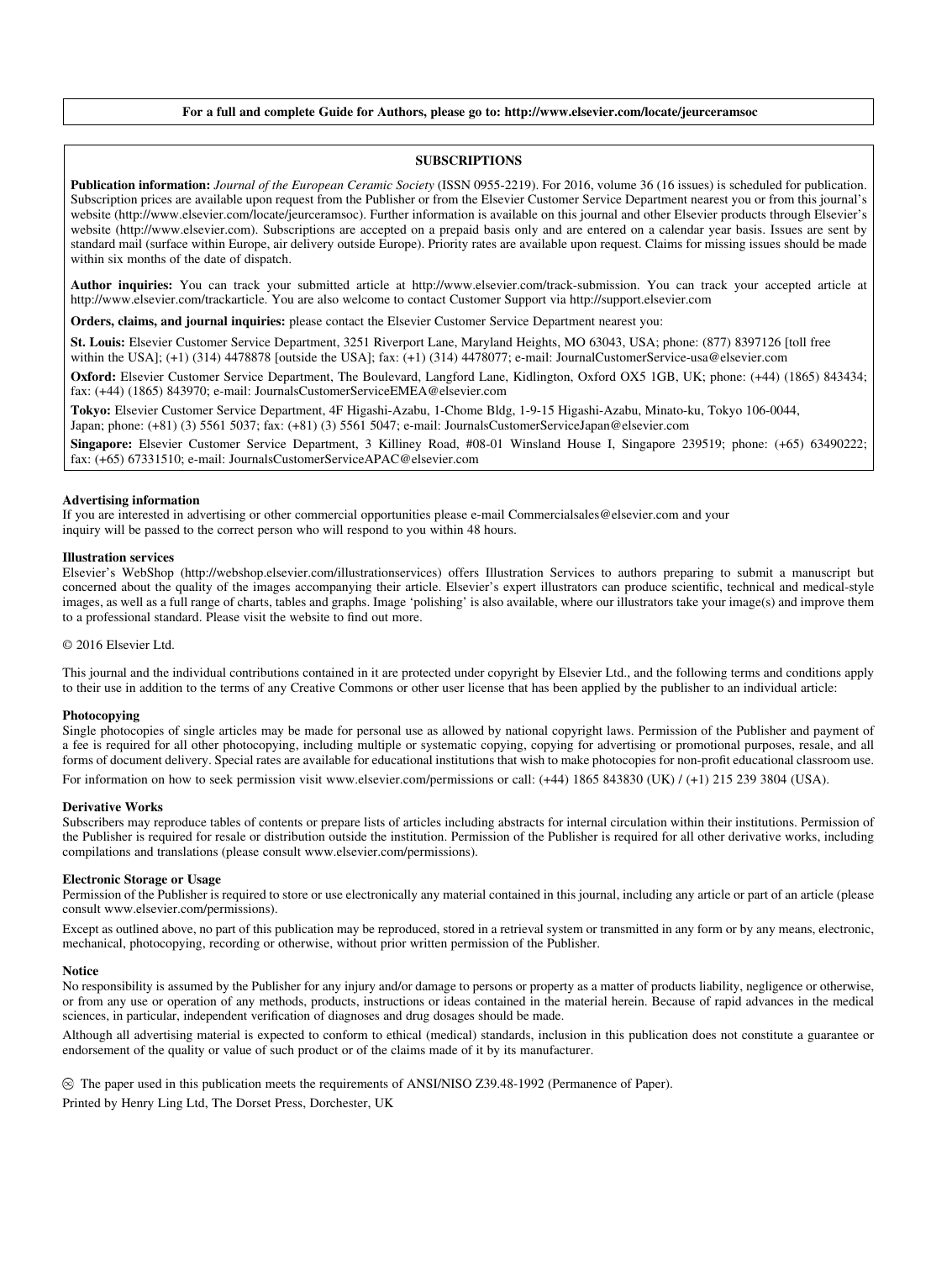**For a full and complete Guide for Authors, please go to: http://www.elsevier.com/locate/jeurceramsoc**

## SUBSCRIPTIONS

**Publication information:** *Journal of the European Ceramic Society* (ISSN 0955-2219). For 2016, volume 36 (16 issues) is scheduled for publication. Subscription prices are available upon request from the Publisher or from the Elsevier Customer Service Department nearest you or from this journal's website (http://www.elsevier.com/locate/jeurceramsoc). Further information is available on this journal and other Elsevier products through Elsevier's website (http://www.elsevier.com). Subscriptions are accepted on a prepaid basis only and are entered on a calendar year basis. Issues are sent by standard mail (surface within Europe, air delivery outside Europe). Priority rates are available upon request. Claims for missing issues should be made within six months of the date of dispatch.

**Author inquiries:** You can track your submitted article at http://www.elsevier.com/track-submission. You can track your accepted article at http://www.elsevier.com/trackarticle. You are also welcome to contact Customer Support via http://support.elsevier.com

**Orders, claims, and journal inquiries:** please contact the Elsevier Customer Service Department nearest you:

**St. Louis:** Elsevier Customer Service Department, 3251 Riverport Lane, Maryland Heights, MO 63043, USA; phone: (877) 8397126 [toll free within the USA]; (+1) (314) 4478878 [outside the USA]; fax: (+1) (314) 4478077; e-mail: JournalCustomerService-usa@elsevier.com

**Oxford:** Elsevier Customer Service Department, The Boulevard, Langford Lane, Kidlington, Oxford OX5 1GB, UK; phone: (+44) (1865) 843434; fax: (+44) (1865) 843970; e-mail: JournalsCustomerServiceEMEA@elsevier.com

**Tokyo:** Elsevier Customer Service Department, 4F Higashi-Azabu, 1-Chome Bldg, 1-9-15 Higashi-Azabu, Minato-ku, Tokyo 106-0044, Japan; phone: (+81) (3) 5561 5037; fax: (+81) (3) 5561 5047; e-mail: JournalsCustomerServiceJapan@elsevier.com

**Singapore:** Elsevier Customer Service Department, 3 Killiney Road, #08-01 Winsland House I, Singapore 239519; phone: (+65) 63490222; fax: (+65) 67331510; e-mail: JournalsCustomerServiceAPAC@elsevier.com

### Advertising information

If you are interested in advertising or other commercial opportunities please e-mail Commercialsales@elsevier.com and your inquiry will be passed to the correct person who will respond to you within 48 hours.

### Illustration services

Elsevier's WebShop (http://webshop.elsevier.com/illustrationservices) offers Illustration Services to authors preparing to submit a manuscript but concerned about the quality of the images accompanying their article. Elsevier's expert illustrators can produce scientific, technical and medical-style images, as well as a full range of charts, tables and graphs. Image 'polishing' is also available, where our illustrators take your image(s) and improve them to a professional standard. Please visit the website to find out more.

© 2016 Elsevier Ltd.

This journal and the individual contributions contained in it are protected under copyright by Elsevier Ltd., and the following terms and conditions apply to their use in addition to the terms of any Creative Commons or other user license that has been applied by the publisher to an individual article:

### Photocopying

Single photocopies of single articles may be made for personal use as allowed by national copyright laws. Permission of the Publisher and payment of a fee is required for all other photocopying, including multiple or systematic copying, copying for advertising or promotional purposes, resale, and all forms of document delivery. Special rates are available for educational institutions that wish to make photocopies for non-profit educational classroom use.

For information on how to seek permission visit www.elsevier.com/permissions or call: (+44) 1865 843830 (UK) / (+1) 215 239 3804 (USA).

### Derivative Works

Subscribers may reproduce tables of contents or prepare lists of articles including abstracts for internal circulation within their institutions. Permission of the Publisher is required for resale or distribution outside the institution. Permission of the Publisher is required for all other derivative works, including compilations and translations (please consult www.elsevier.com/permissions).

### Electronic Storage or Usage

Permission of the Publisher is required to store or use electronically any material contained in this journal, including any article or part of an article (please consult www.elsevier.com/permissions).

Except as outlined above, no part of this publication may be reproduced, stored in a retrieval system or transmitted in any form or by any means, electronic, mechanical, photocopying, recording or otherwise, without prior written permission of the Publisher.

### Notice

No responsibility is assumed by the Publisher for any injury and/or damage to persons or property as a matter of products liability, negligence or otherwise, or from any use or operation of any methods, products, instructions or ideas contained in the material herein. Because of rapid advances in the medical sciences, in particular, independent verification of diagnoses and drug dosages should be made.

Although all advertising material is expected to conform to ethical (medical) standards, inclusion in this publication does not constitute a guarantee or endorsement of the quality or value of such product or of the claims made of it by its manufacturer.

♾ The paper used in this publication meets the requirements of ANSI/NISO Z39.48-1992 (Permanence of Paper).

Printed by Henry Ling Ltd, The Dorset Press, Dorchester, UK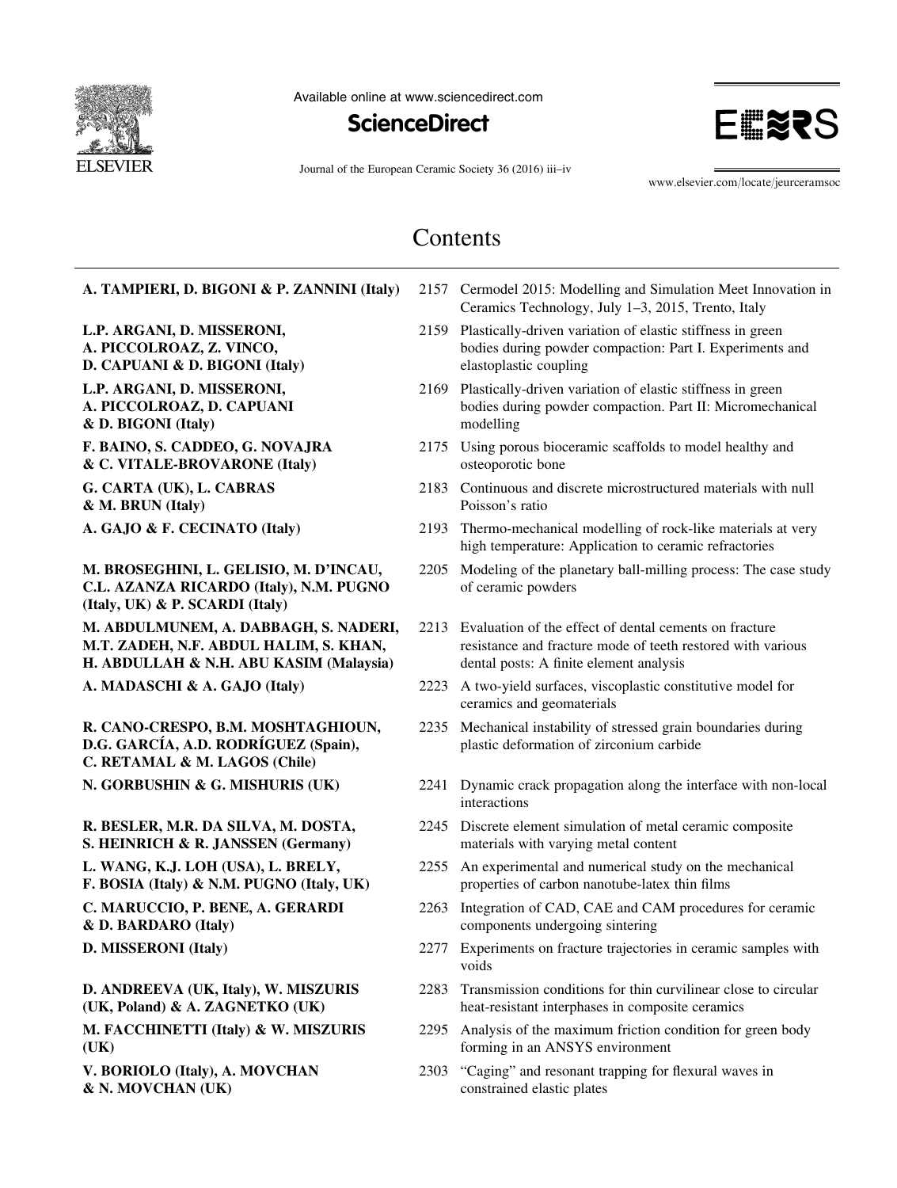Available online at www.sciencedirect.com

**ScienceDirect**

www.elsevier.com/locate/jeurceramsoc

# Contents

| | | |
|---|---|---|
| **A. TAMPIERI, D. BIGONI & P. ZANNINI (Italy)** | 2157 | Cermodel 2015: Modelling and Simulation Meet Innovation in Ceramics Technology, July 1–3, 2015, Trento, Italy |
| **L.P. ARGANI, D. MISSERONI, A. PICCOLROAZ, Z. VINCO, D. CAPUANI & D. BIGONI (Italy)** | 2159 | Plastically-driven variation of elastic stiffness in green bodies during powder compaction: Part I. Experiments and elastoplastic coupling |
| **L.P. ARGANI, D. MISSERONI, A. PICCOLROAZ, D. CAPUANI & D. BIGONI (Italy)** | 2169 | Plastically-driven variation of elastic stiffness in green bodies during powder compaction. Part II: Micromechanical modelling |
| **F. BAINO, S. CADDEO, G. NOVAJRA & C. VITALE-BROVARONE (Italy)** | 2175 | Using porous bioceramic scaffolds to model healthy and osteoporotic bone |
| **G. CARTA (UK), L. CABRAS & M. BRUN (Italy)** | 2183 | Continuous and discrete microstructured materials with null Poisson's ratio |
| **A. GAJO & F. CECINATO (Italy)** | 2193 | Thermo-mechanical modelling of rock-like materials at very high temperature: Application to ceramic refractories |
| **M. BROSEGHINI, L. GELISIO, M. D'INCAU, C.L. AZANZA RICARDO (Italy), N.M. PUGNO (Italy, UK) & P. SCARDI (Italy)** | 2205 | Modeling of the planetary ball-milling process: The case study of ceramic powders |
| **M. ABDULMUNEM, A. DABBAGH, S. NADERI, M.T. ZADEH, N.F. ABDUL HALIM, S. KHAN, H. ABDULLAH & N.H. ABU KASIM (Malaysia)** | 2213 | Evaluation of the effect of dental cements on fracture resistance and fracture mode of teeth restored with various dental posts: A finite element analysis |
| **A. MADASCHI & A. GAJO (Italy)** | 2223 | A two-yield surfaces, viscoplastic constitutive model for ceramics and geomaterials |
| **R. CANO-CRESPO, B.M. MOSHTAGHIOUN, D.G. GARCÍA, A.D. RODRÍGUEZ (Spain), C. RETAMAL & M. LAGOS (Chile)** | 2235 | Mechanical instability of stressed grain boundaries during plastic deformation of zirconium carbide |
| **N. GORBUSHIN & G. MISHURIS (UK)** | 2241 | Dynamic crack propagation along the interface with non-local interactions |
| **R. BESLER, M.R. DA SILVA, M. DOSTA, S. HEINRICH & R. JANSSEN (Germany)** | 2245 | Discrete element simulation of metal ceramic composite materials with varying metal content |
| **L. WANG, K.J. LOH (USA), L. BRELY, F. BOSIA (Italy) & N.M. PUGNO (Italy, UK)** | 2255 | An experimental and numerical study on the mechanical properties of carbon nanotube-latex thin films |
| **C. MARUCCIO, P. BENE, A. GERARDI & D. BARDARO (Italy)** | 2263 | Integration of CAD, CAE and CAM procedures for ceramic components undergoing sintering |
| **D. MISSERONI (Italy)** | 2277 | Experiments on fracture trajectories in ceramic samples with voids |
| **D. ANDREEVA (UK, Italy), W. MISZURIS (UK, Poland) & A. ZAGNETKO (UK)** | 2283 | Transmission conditions for thin curvilinear close to circular heat-resistant interphases in composite ceramics |
| **M. FACCHINETTI (Italy) & W. MISZURIS (UK)** | 2295 | Analysis of the maximum friction condition for green body forming in an ANSYS environment |
| **V. BORIOLO (Italy), A. MOVCHAN & N. MOVCHAN (UK)** | 2303 | "Caging" and resonant trapping for flexural waves in constrained elastic plates |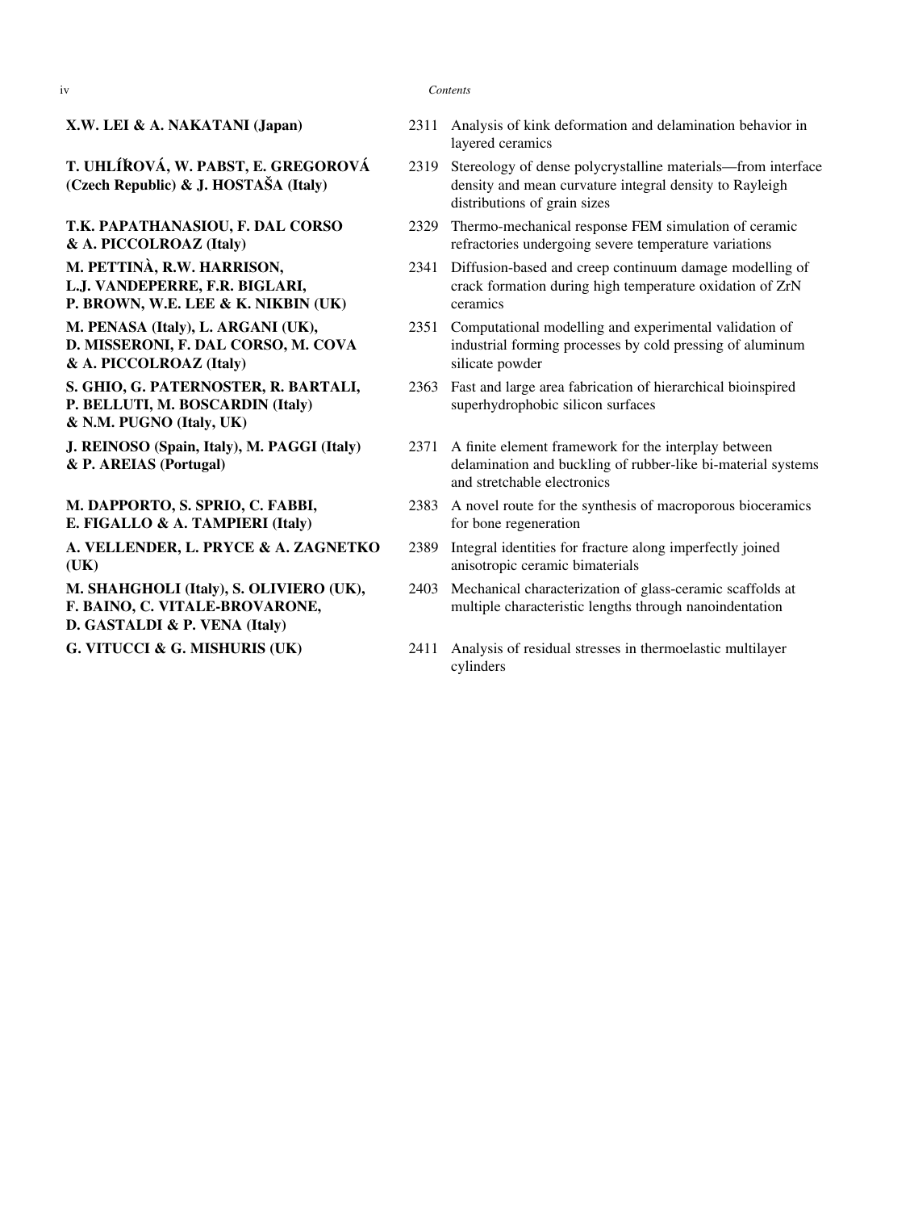**X.W. LEI & A. NAKATANI (Japan)** 2311 Analysis of kink deformation and delamination behavior in layered ceramics

**T. UHLÍŘOVÁ, W. PABST, E. GREGOROVÁ (Czech Republic) & J. HOSTAŠA (Italy)** 2319 Stereology of dense polycrystalline materials—from interface density and mean curvature integral density to Rayleigh distributions of grain sizes

**T.K. PAPATHANASIOU, F. DAL CORSO & A. PICCOLROAZ (Italy)** 2329 Thermo-mechanical response FEM simulation of ceramic refractories undergoing severe temperature variations

**M. PETTINÀ, R.W. HARRISON, L.J. VANDEPERRE, F.R. BIGLARI, P. BROWN, W.E. LEE & K. NIKBIN (UK)** 2341 Diffusion-based and creep continuum damage modelling of crack formation during high temperature oxidation of ZrN ceramics

**M. PENASA (Italy), L. ARGANI (UK), D. MISSERONI, F. DAL CORSO, M. COVA & A. PICCOLROAZ (Italy)** 2351 Computational modelling and experimental validation of industrial forming processes by cold pressing of aluminum silicate powder

**S. GHIO, G. PATERNOSTER, R. BARTALI, P. BELLUTI, M. BOSCARDIN (Italy) & N.M. PUGNO (Italy, UK)** 2363 Fast and large area fabrication of hierarchical bioinspired superhydrophobic silicon surfaces

**J. REINOSO (Spain, Italy), M. PAGGI (Italy) & P. AREIAS (Portugal)** 2371 A finite element framework for the interplay between delamination and buckling of rubber-like bi-material systems and stretchable electronics

**M. DAPPORTO, S. SPRIO, C. FABBI, E. FIGALLO & A. TAMPIERI (Italy)** 2383 A novel route for the synthesis of macroporous bioceramics for bone regeneration

**A. VELLENDER, L. PRYCE & A. ZAGNETKO (UK)** 2389 Integral identities for fracture along imperfectly joined anisotropic ceramic bimaterials

**M. SHAHGHOLI (Italy), S. OLIVIERO (UK), F. BAINO, C. VITALE-BROVARONE, D. GASTALDI & P. VENA (Italy)** 2403 Mechanical characterization of glass-ceramic scaffolds at multiple characteristic lengths through nanoindentation

**G. VITUCCI & G. MISHURIS (UK)** 2411 Analysis of residual stresses in thermoelastic multilayer cylinders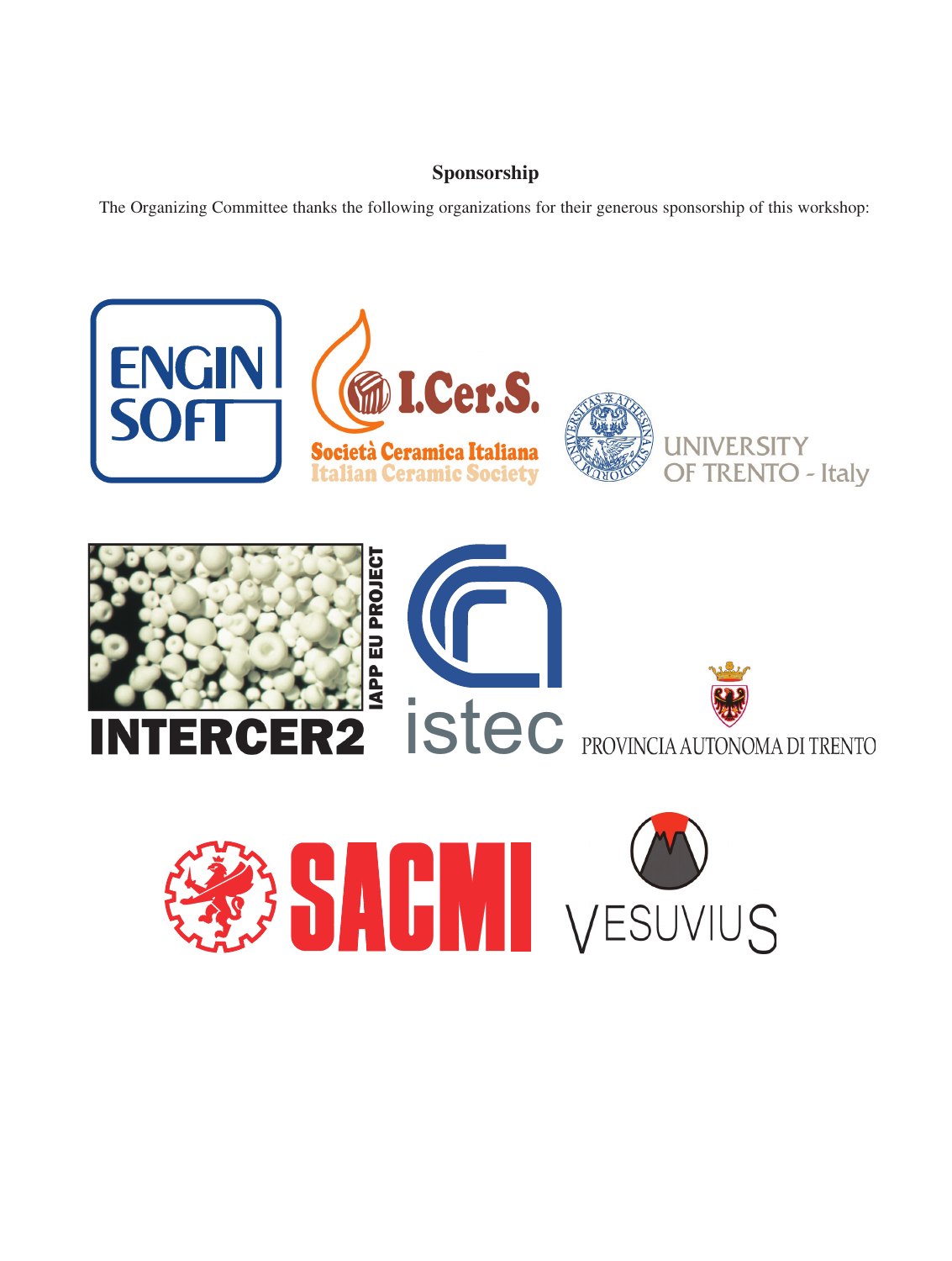# Sponsorship

The Organizing Committee thanks the following organizations for their generous sponsorship of this workshop: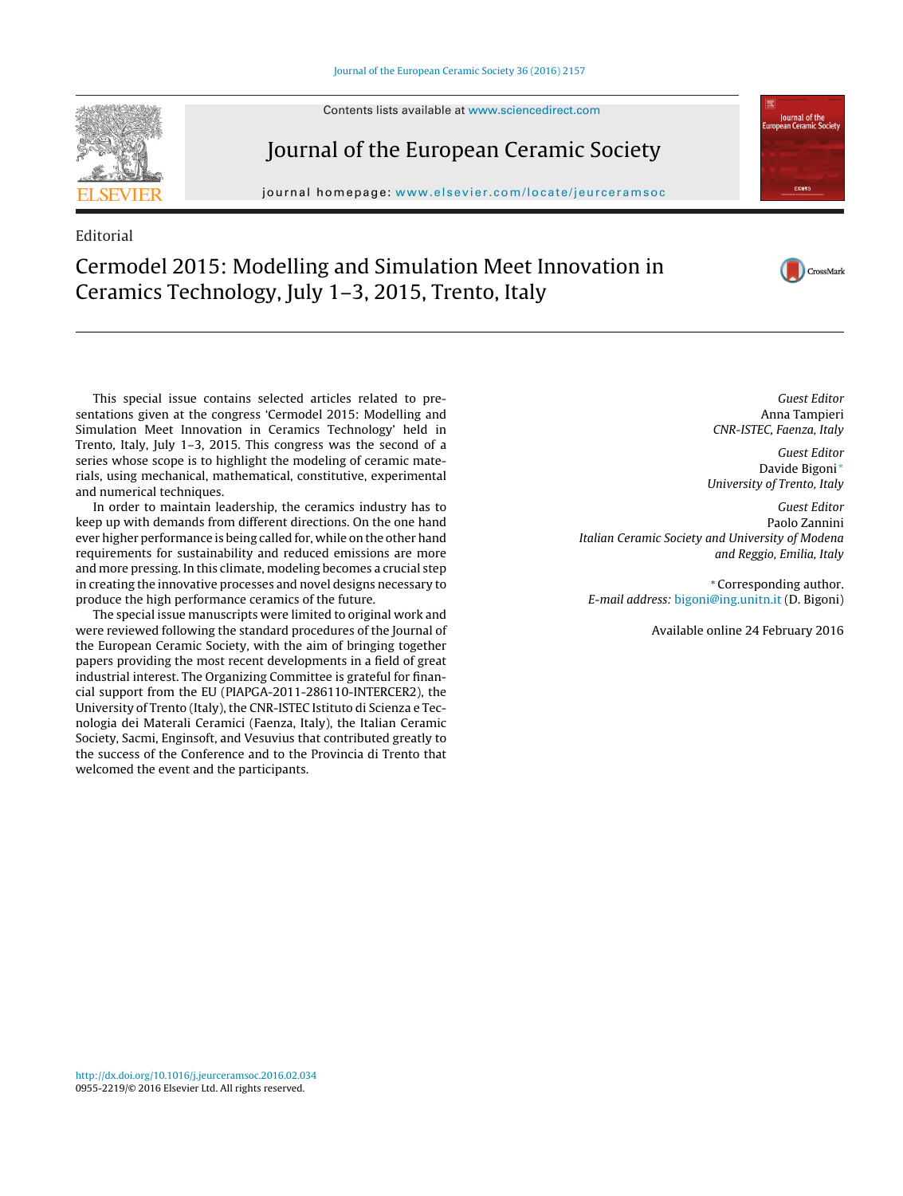Editorial

# Cermodel 2015: Modelling and Simulation Meet Innovation in Ceramics Technology, July 1–3, 2015, Trento, Italy

This special issue contains selected articles related to presentations given at the congress 'Cermodel 2015: Modelling and Simulation Meet Innovation in Ceramics Technology' held in Trento, Italy, July 1–3, 2015. This congress was the second of a series whose scope is to highlight the modeling of ceramic materials, using mechanical, mathematical, constitutive, experimental and numerical techniques.

In order to maintain leadership, the ceramics industry has to keep up with demands from different directions. On the one hand ever higher performance is being called for, while on the other hand requirements for sustainability and reduced emissions are more and more pressing. In this climate, modeling becomes a crucial step in creating the innovative processes and novel designs necessary to produce the high performance ceramics of the future.

The special issue manuscripts were limited to original work and were reviewed following the standard procedures of the Journal of the European Ceramic Society, with the aim of bringing together papers providing the most recent developments in a field of great industrial interest. The Organizing Committee is grateful for financial support from the EU (PIAPGA-2011-286110-INTERCER2), the University of Trento (Italy), the CNR-ISTEC Istituto di Scienza e Tecnologia dei Materiali Ceramici (Faenza, Italy), the Italian Ceramic Society, Sacmi, Enginsoft, and Vesuvius that contributed greatly to the success of the Conference and to the Provincia di Trento that welcomed the event and the participants.

*Guest Editor*
Anna Tampieri
*CNR-ISTEC, Faenza, Italy*

*Guest Editor*
Davide Bigoni *
*University of Trento, Italy*

*Guest Editor*
Paolo Zannini
*Italian Ceramic Society and University of Modena and Reggio, Emilia, Italy*

* Corresponding author.
*E-mail address:* bigoni@ing.unitn.it (D. Bigoni)

Available online 24 February 2016

http://dx.doi.org/10.1016/j.jeurceramsoc.2016.02.034
0955-2219/© 2016 Elsevier Ltd. All rights reserved.